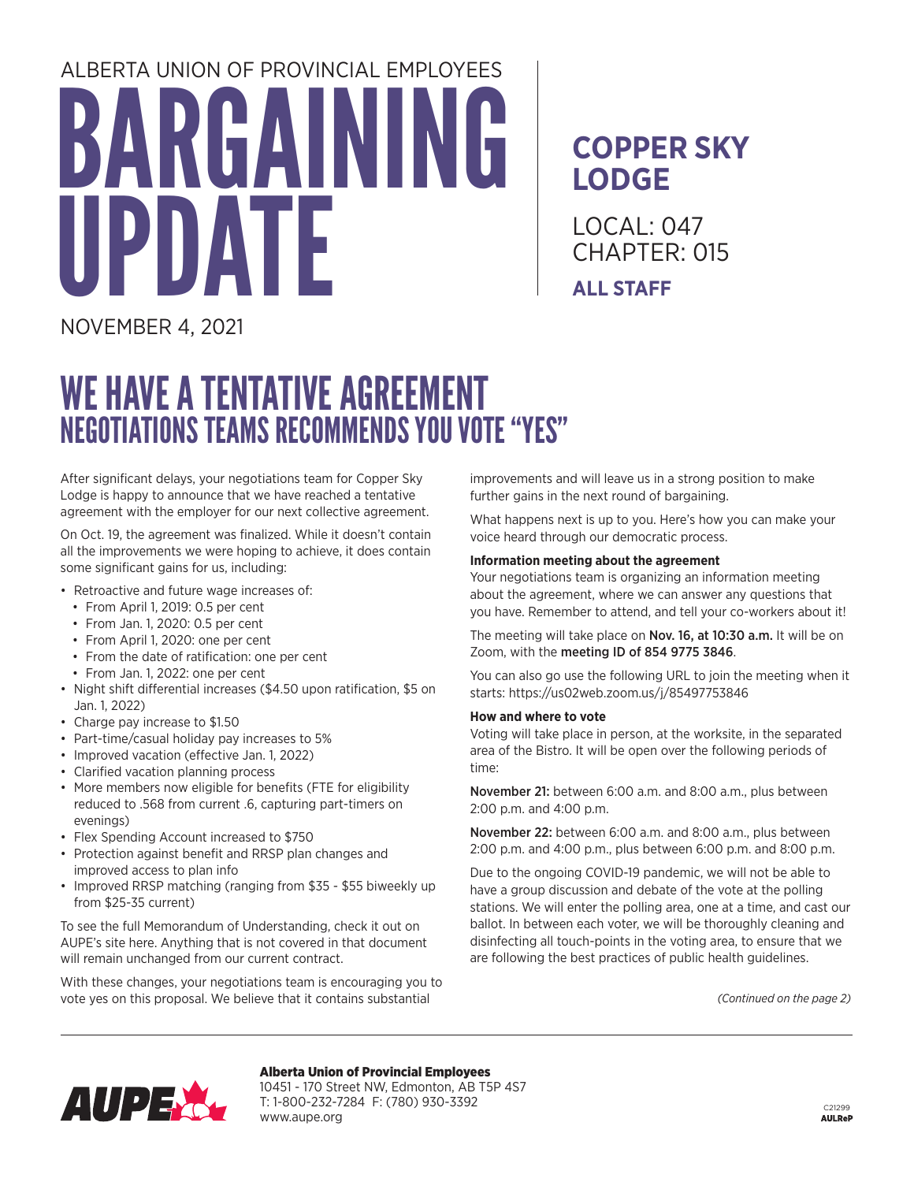ALBERTA UNION OF PROVINCIAL EMPLOYEES

# BARGAINING UPDATE

## COPPER SKY LODGE

LOCAL: 047
CHAPTER: 015

**ALL STAFF**

NOVEMBER 4, 2021

# WE HAVE A TENTATIVE AGREEMENT

## NEGOTIATIONS TEAMS RECOMMENDS YOU VOTE "YES"

After significant delays, your negotiations team for Copper Sky Lodge is happy to announce that we have reached a tentative agreement with the employer for our next collective agreement.

On Oct. 19, the agreement was finalized. While it doesn't contain all the improvements we were hoping to achieve, it does contain some significant gains for us, including:

- Retroactive and future wage increases of:
  - From April 1, 2019: 0.5 per cent
  - From Jan. 1, 2020: 0.5 per cent
  - From April 1, 2020: one per cent
  - From the date of ratification: one per cent
  - From Jan. 1, 2022: one per cent
- Night shift differential increases ($4.50 upon ratification, $5 on Jan. 1, 2022)
- Charge pay increase to $1.50
- Part-time/casual holiday pay increases to 5%
- Improved vacation (effective Jan. 1, 2022)
- Clarified vacation planning process
- More members now eligible for benefits (FTE for eligibility reduced to .568 from current .6, capturing part-timers on evenings)
- Flex Spending Account increased to $750
- Protection against benefit and RRSP plan changes and improved access to plan info
- Improved RRSP matching (ranging from $35 - $55 biweekly up from $25-35 current)

To see the full Memorandum of Understanding, check it out on AUPE's site here. Anything that is not covered in that document will remain unchanged from our current contract.

With these changes, your negotiations team is encouraging you to vote yes on this proposal. We believe that it contains substantial improvements and will leave us in a strong position to make further gains in the next round of bargaining.

What happens next is up to you. Here's how you can make your voice heard through our democratic process.

**Information meeting about the agreement**

Your negotiations team is organizing an information meeting about the agreement, where we can answer any questions that you have. Remember to attend, and tell your co-workers about it!

The meeting will take place on Nov. 16, at 10:30 a.m. It will be on Zoom, with the meeting ID of 854 9775 3846.

You can also go use the following URL to join the meeting when it starts: https://us02web.zoom.us/j/85497753846

**How and where to vote**

Voting will take place in person, at the worksite, in the separated area of the Bistro. It will be open over the following periods of time:

November 21: between 6:00 a.m. and 8:00 a.m., plus between 2:00 p.m. and 4:00 p.m.

November 22: between 6:00 a.m. and 8:00 a.m., plus between 2:00 p.m. and 4:00 p.m., plus between 6:00 p.m. and 8:00 p.m.

Due to the ongoing COVID-19 pandemic, we will not be able to have a group discussion and debate of the vote at the polling stations. We will enter the polling area, one at a time, and cast our ballot. In between each voter, we will be thoroughly cleaning and disinfecting all touch-points in the voting area, to ensure that we are following the best practices of public health guidelines.

*(Continued on the page 2)*

**Alberta Union of Provincial Employees**
10451 - 170 Street NW, Edmonton, AB T5P 4S7
T: 1-800-232-7284 F: (780) 930-3392
www.aupe.org

C21299
AULReP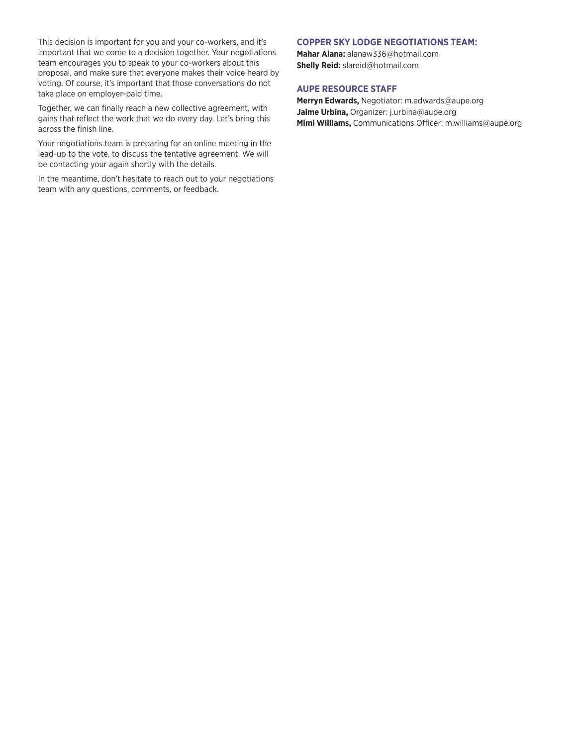This decision is important for you and your co-workers, and it's important that we come to a decision together. Your negotiations team encourages you to speak to your co-workers about this proposal, and make sure that everyone makes their voice heard by voting. Of course, it's important that those conversations do not take place on employer-paid time.

Together, we can finally reach a new collective agreement, with gains that reflect the work that we do every day. Let's bring this across the finish line.

Your negotiations team is preparing for an online meeting in the lead-up to the vote, to discuss the tentative agreement. We will be contacting your again shortly with the details.

In the meantime, don't hesitate to reach out to your negotiations team with any questions, comments, or feedback.

### COPPER SKY LODGE NEGOTIATIONS TEAM:

**Mahar Alana:** alanaw336@hotmail.com
**Shelly Reid:** slareid@hotmail.com

### AUPE RESOURCE STAFF

**Merryn Edwards,** Negotiator: m.edwards@aupe.org
**Jaime Urbina,** Organizer: j.urbina@aupe.org
**Mimi Williams,** Communications Officer: m.williams@aupe.org